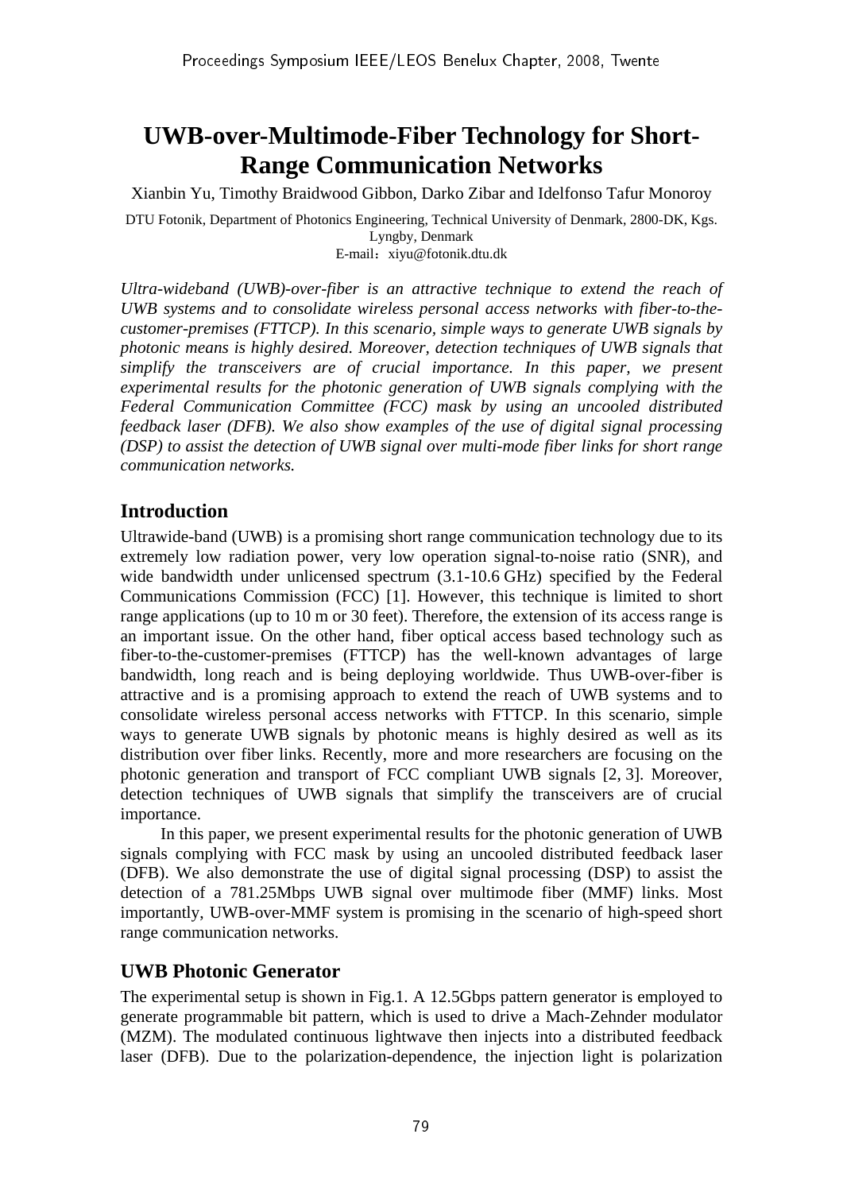# UWB-over-Multimode-Fiber Technology for Short-Range Communication Networks

Xianbin Yu, Timothy Braidwood Gibbon, Darko Zibar and Idelfonso Tafur Monoroy

DTU Fotonik, Department of Photonics Engineering, Technical University of Denmark, 2800-DK, Kgs. Lyngby, Denmark
E-mail：xiyu@fotonik.dtu.dk

*Ultra-wideband (UWB)-over-fiber is an attractive technique to extend the reach of UWB systems and to consolidate wireless personal access networks with fiber-to-the-customer-premises (FTTCP). In this scenario, simple ways to generate UWB signals by photonic means is highly desired. Moreover, detection techniques of UWB signals that simplify the transceivers are of crucial importance. In this paper, we present experimental results for the photonic generation of UWB signals complying with the Federal Communication Committee (FCC) mask by using an uncooled distributed feedback laser (DFB). We also show examples of the use of digital signal processing (DSP) to assist the detection of UWB signal over multi-mode fiber links for short range communication networks.*

## Introduction

Ultrawide-band (UWB) is a promising short range communication technology due to its extremely low radiation power, very low operation signal-to-noise ratio (SNR), and wide bandwidth under unlicensed spectrum (3.1-10.6 GHz) specified by the Federal Communications Commission (FCC) [1]. However, this technique is limited to short range applications (up to 10 m or 30 feet). Therefore, the extension of its access range is an important issue. On the other hand, fiber optical access based technology such as fiber-to-the-customer-premises (FTTCP) has the well-known advantages of large bandwidth, long reach and is being deploying worldwide. Thus UWB-over-fiber is attractive and is a promising approach to extend the reach of UWB systems and to consolidate wireless personal access networks with FTTCP. In this scenario, simple ways to generate UWB signals by photonic means is highly desired as well as its distribution over fiber links. Recently, more and more researchers are focusing on the photonic generation and transport of FCC compliant UWB signals [2, 3]. Moreover, detection techniques of UWB signals that simplify the transceivers are of crucial importance.

In this paper, we present experimental results for the photonic generation of UWB signals complying with FCC mask by using an uncooled distributed feedback laser (DFB). We also demonstrate the use of digital signal processing (DSP) to assist the detection of a 781.25Mbps UWB signal over multimode fiber (MMF) links. Most importantly, UWB-over-MMF system is promising in the scenario of high-speed short range communication networks.

## UWB Photonic Generator

The experimental setup is shown in Fig.1. A 12.5Gbps pattern generator is employed to generate programmable bit pattern, which is used to drive a Mach-Zehnder modulator (MZM). The modulated continuous lightwave then injects into a distributed feedback laser (DFB). Due to the polarization-dependence, the injection light is polarization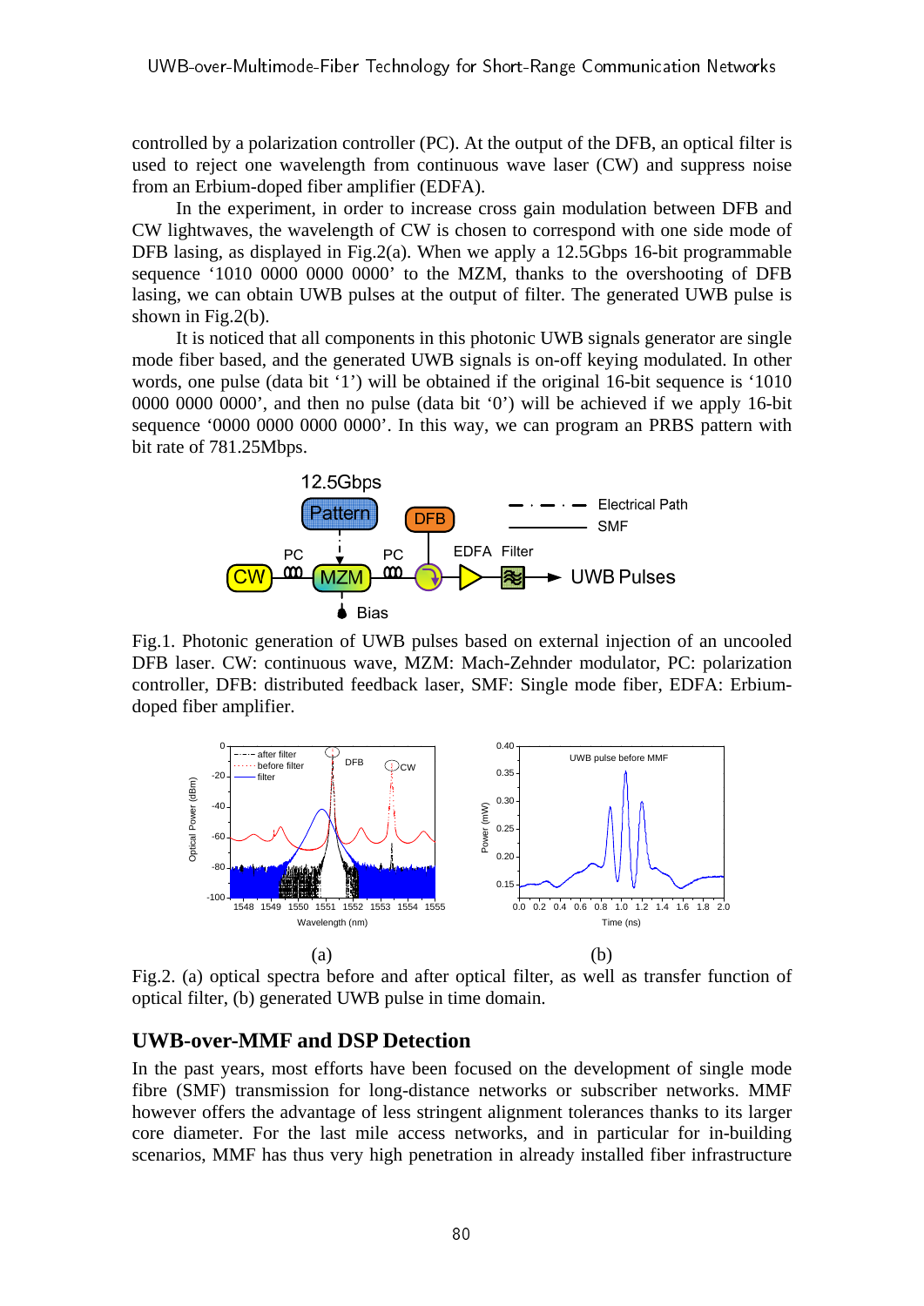controlled by a polarization controller (PC). At the output of the DFB, an optical filter is used to reject one wavelength from continuous wave laser (CW) and suppress noise from an Erbium-doped fiber amplifier (EDFA).

In the experiment, in order to increase cross gain modulation between DFB and CW lightwaves, the wavelength of CW is chosen to correspond with one side mode of DFB lasing, as displayed in Fig.2(a). When we apply a 12.5Gbps 16-bit programmable sequence '1010 0000 0000 0000' to the MZM, thanks to the overshooting of DFB lasing, we can obtain UWB pulses at the output of filter. The generated UWB pulse is shown in Fig.2(b).

It is noticed that all components in this photonic UWB signals generator are single mode fiber based, and the generated UWB signals is on-off keying modulated. In other words, one pulse (data bit '1') will be obtained if the original 16-bit sequence is '1010 0000 0000 0000', and then no pulse (data bit '0') will be achieved if we apply 16-bit sequence '0000 0000 0000 0000'. In this way, we can program an PRBS pattern with bit rate of 781.25Mbps.

Fig.1. Photonic generation of UWB pulses based on external injection of an uncooled DFB laser. CW: continuous wave, MZM: Mach-Zehnder modulator, PC: polarization controller, DFB: distributed feedback laser, SMF: Single mode fiber, EDFA: Erbium-doped fiber amplifier.

Fig.2. (a) optical spectra before and after optical filter, as well as transfer function of optical filter, (b) generated UWB pulse in time domain.

## UWB-over-MMF and DSP Detection

In the past years, most efforts have been focused on the development of single mode fibre (SMF) transmission for long-distance networks or subscriber networks. MMF however offers the advantage of less stringent alignment tolerances thanks to its larger core diameter. For the last mile access networks, and in particular for in-building scenarios, MMF has thus very high penetration in already installed fiber infrastructure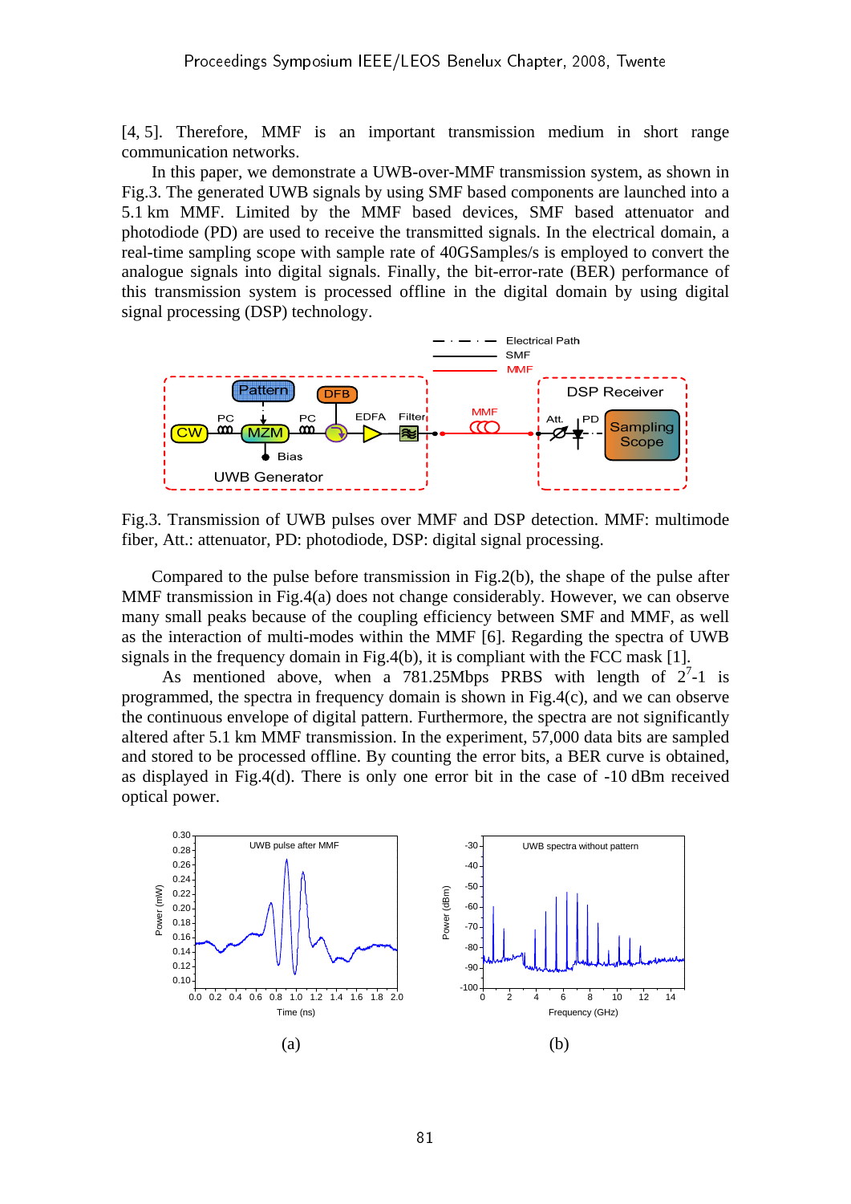[4, 5]. Therefore, MMF is an important transmission medium in short range communication networks.

In this paper, we demonstrate a UWB-over-MMF transmission system, as shown in Fig.3. The generated UWB signals by using SMF based components are launched into a 5.1 km MMF. Limited by the MMF based devices, SMF based attenuator and photodiode (PD) are used to receive the transmitted signals. In the electrical domain, a real-time sampling scope with sample rate of 40GSamples/s is employed to convert the analogue signals into digital signals. Finally, the bit-error-rate (BER) performance of this transmission system is processed offline in the digital domain by using digital signal processing (DSP) technology.

Fig.3. Transmission of UWB pulses over MMF and DSP detection. MMF: multimode fiber, Att.: attenuator, PD: photodiode, DSP: digital signal processing.

Compared to the pulse before transmission in Fig.2(b), the shape of the pulse after MMF transmission in Fig.4(a) does not change considerably. However, we can observe many small peaks because of the coupling efficiency between SMF and MMF, as well as the interaction of multi-modes within the MMF [6]. Regarding the spectra of UWB signals in the frequency domain in Fig.4(b), it is compliant with the FCC mask [1].

As mentioned above, when a 781.25Mbps PRBS with length of $2^7$-1 is programmed, the spectra in frequency domain is shown in Fig.4(c), and we can observe the continuous envelope of digital pattern. Furthermore, the spectra are not significantly altered after 5.1 km MMF transmission. In the experiment, 57,000 data bits are sampled and stored to be processed offline. By counting the error bits, a BER curve is obtained, as displayed in Fig.4(d). There is only one error bit in the case of -10 dBm received optical power.

(a)

(b)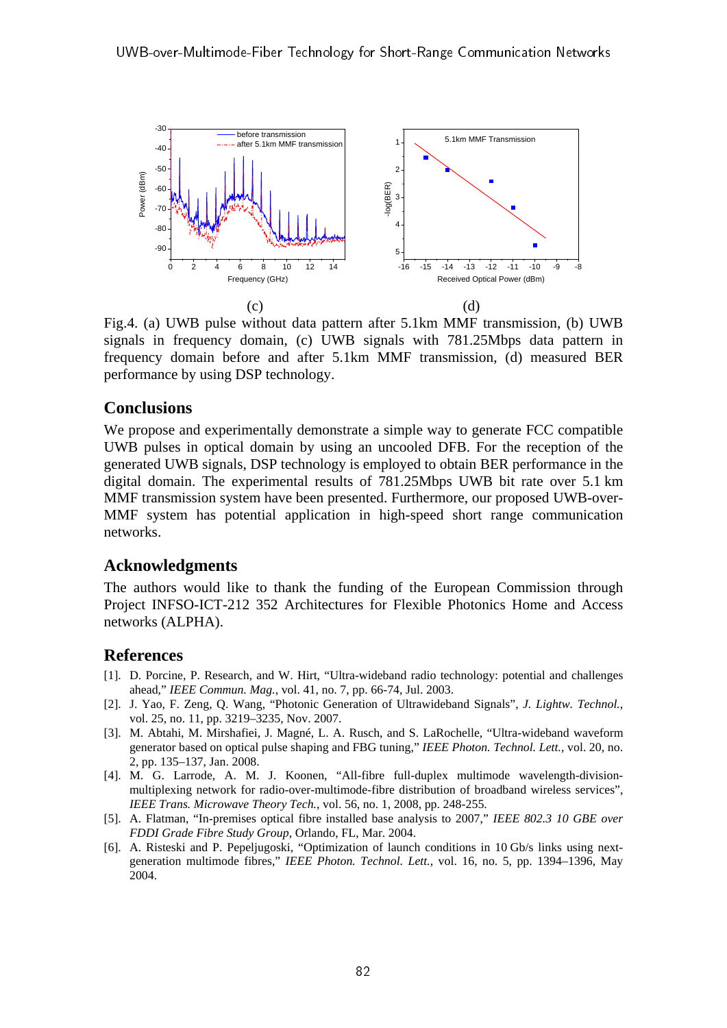before transmission
after 5.1km MMF transmission
Power (dBm)
-30
-40
-50
-60
-70
-80
-90
0 2 4 6 8 10 12 14
Frequency (GHz)

5.1km MMF Transmission
-log(BER)
1
2
3
4
5
-16 -15 -14 -13 -12 -11 -10 -9 -8
Received Optical Power (dBm)

(c) (d)

Fig.4. (a) UWB pulse without data pattern after 5.1km MMF transmission, (b) UWB signals in frequency domain, (c) UWB signals with 781.25Mbps data pattern in frequency domain before and after 5.1km MMF transmission, (d) measured BER performance by using DSP technology.

## Conclusions

We propose and experimentally demonstrate a simple way to generate FCC compatible UWB pulses in optical domain by using an uncooled DFB. For the reception of the generated UWB signals, DSP technology is employed to obtain BER performance in the digital domain. The experimental results of 781.25Mbps UWB bit rate over 5.1 km MMF transmission system have been presented. Furthermore, our proposed UWB-over-MMF system has potential application in high-speed short range communication networks.

## Acknowledgments

The authors would like to thank the funding of the European Commission through Project INFSO-ICT-212 352 Architectures for Flexible Photonics Home and Access networks (ALPHA).

## References

[1]. D. Porcine, P. Research, and W. Hirt, "Ultra-wideband radio technology: potential and challenges ahead," *IEEE Commun. Mag.*, vol. 41, no. 7, pp. 66-74, Jul. 2003.

[2]. J. Yao, F. Zeng, Q. Wang, "Photonic Generation of Ultrawideband Signals", *J. Lightw. Technol.*, vol. 25, no. 11, pp. 3219–3235, Nov. 2007.

[3]. M. Abtahi, M. Mirshafiei, J. Magné, L. A. Rusch, and S. LaRochelle, "Ultra-wideband waveform generator based on optical pulse shaping and FBG tuning," *IEEE Photon. Technol. Lett.*, vol. 20, no. 2, pp. 135–137, Jan. 2008.

[4]. M. G. Larrode, A. M. J. Koonen, "All-fibre full-duplex multimode wavelength-division-multiplexing network for radio-over-multimode-fibre distribution of broadband wireless services", *IEEE Trans. Microwave Theory Tech.*, vol. 56, no. 1, 2008, pp. 248-255.

[5]. A. Flatman, "In-premises optical fibre installed base analysis to 2007," *IEEE 802.3 10 GBE over FDDI Grade Fibre Study Group*, Orlando, FL, Mar. 2004.

[6]. A. Risteski and P. Pepeljugoski, "Optimization of launch conditions in 10 Gb/s links using next-generation multimode fibres," *IEEE Photon. Technol. Lett.*, vol. 16, no. 5, pp. 1394–1396, May 2004.